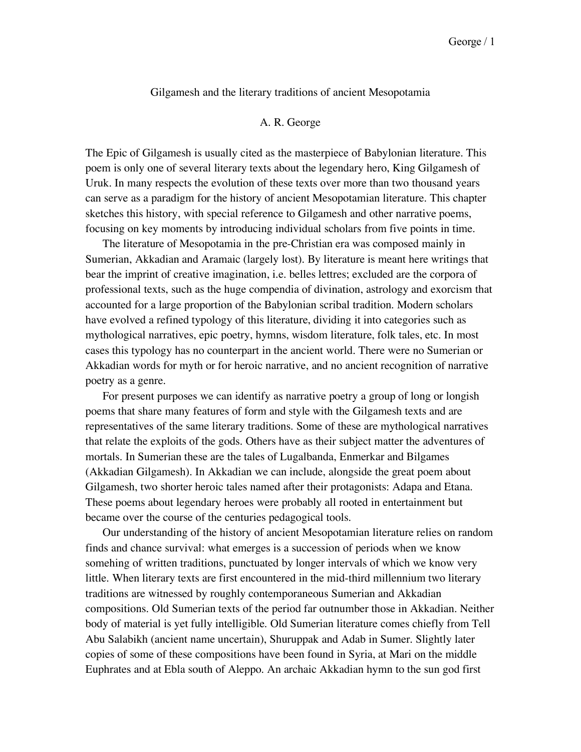# Gilgamesh and the literary traditions of ancient Mesopotamia

A. R. George

The Epic of Gilgamesh is usually cited as the masterpiece of Babylonian literature. This poem is only one of several literary texts about the legendary hero, King Gilgamesh of Uruk. In many respects the evolution of these texts over more than two thousand years can serve as a paradigm for the history of ancient Mesopotamian literature. This chapter sketches this history, with special reference to Gilgamesh and other narrative poems, focusing on key moments by introducing individual scholars from five points in time.

The literature of Mesopotamia in the pre-Christian era was composed mainly in Sumerian, Akkadian and Aramaic (largely lost). By literature is meant here writings that bear the imprint of creative imagination, i.e. belles lettres; excluded are the corpora of professional texts, such as the huge compendia of divination, astrology and exorcism that accounted for a large proportion of the Babylonian scribal tradition. Modern scholars have evolved a refined typology of this literature, dividing it into categories such as mythological narratives, epic poetry, hymns, wisdom literature, folk tales, etc. In most cases this typology has no counterpart in the ancient world. There were no Sumerian or Akkadian words for myth or for heroic narrative, and no ancient recognition of narrative poetry as a genre.

For present purposes we can identify as narrative poetry a group of long or longish poems that share many features of form and style with the Gilgamesh texts and are representatives of the same literary traditions. Some of these are mythological narratives that relate the exploits of the gods. Others have as their subject matter the adventures of mortals. In Sumerian these are the tales of Lugalbanda, Enmerkar and Bilgames (Akkadian Gilgamesh). In Akkadian we can include, alongside the great poem about Gilgamesh, two shorter heroic tales named after their protagonists: Adapa and Etana. These poems about legendary heroes were probably all rooted in entertainment but became over the course of the centuries pedagogical tools.

Our understanding of the history of ancient Mesopotamian literature relies on random finds and chance survival: what emerges is a succession of periods when we know somehing of written traditions, punctuated by longer intervals of which we know very little. When literary texts are first encountered in the mid-third millennium two literary traditions are witnessed by roughly contemporaneous Sumerian and Akkadian compositions. Old Sumerian texts of the period far outnumber those in Akkadian. Neither body of material is yet fully intelligible. Old Sumerian literature comes chiefly from Tell Abu Salabikh (ancient name uncertain), Shuruppak and Adab in Sumer. Slightly later copies of some of these compositions have been found in Syria, at Mari on the middle Euphrates and at Ebla south of Aleppo. An archaic Akkadian hymn to the sun god first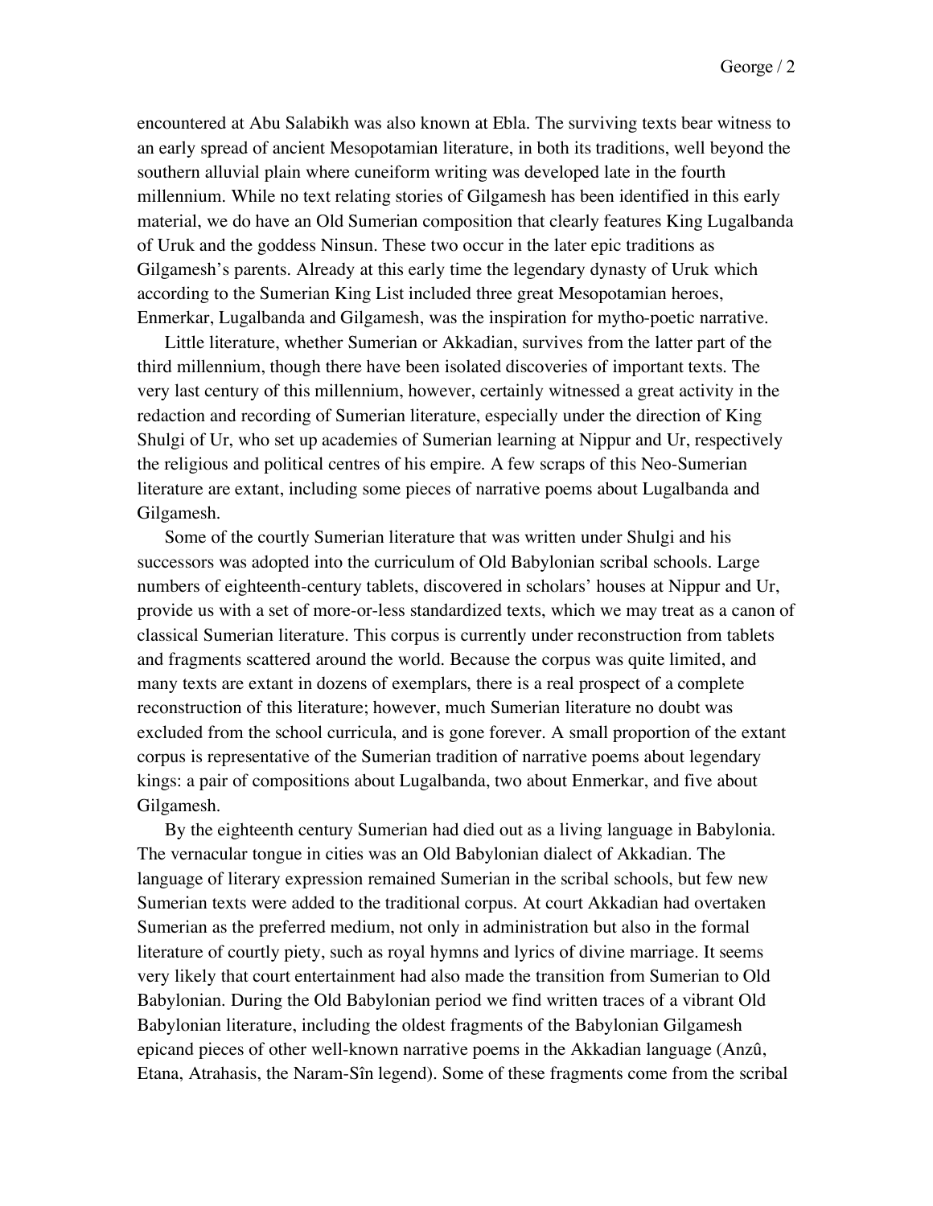encountered at Abu Salabikh was also known at Ebla. The surviving texts bear witness to an early spread of ancient Mesopotamian literature, in both its traditions, well beyond the southern alluvial plain where cuneiform writing was developed late in the fourth millennium. While no text relating stories of Gilgamesh has been identified in this early material, we do have an Old Sumerian composition that clearly features King Lugalbanda of Uruk and the goddess Ninsun. These two occur in the later epic traditions as Gilgamesh's parents. Already at this early time the legendary dynasty of Uruk which according to the Sumerian King List included three great Mesopotamian heroes, Enmerkar, Lugalbanda and Gilgamesh, was the inspiration for mytho-poetic narrative.

Little literature, whether Sumerian or Akkadian, survives from the latter part of the third millennium, though there have been isolated discoveries of important texts. The very last century of this millennium, however, certainly witnessed a great activity in the redaction and recording of Sumerian literature, especially under the direction of King Shulgi of Ur, who set up academies of Sumerian learning at Nippur and Ur, respectively the religious and political centres of his empire. A few scraps of this Neo-Sumerian literature are extant, including some pieces of narrative poems about Lugalbanda and Gilgamesh.

Some of the courtly Sumerian literature that was written under Shulgi and his successors was adopted into the curriculum of Old Babylonian scribal schools. Large numbers of eighteenth-century tablets, discovered in scholars' houses at Nippur and Ur, provide us with a set of more-or-less standardized texts, which we may treat as a canon of classical Sumerian literature. This corpus is currently under reconstruction from tablets and fragments scattered around the world. Because the corpus was quite limited, and many texts are extant in dozens of exemplars, there is a real prospect of a complete reconstruction of this literature; however, much Sumerian literature no doubt was excluded from the school curricula, and is gone forever. A small proportion of the extant corpus is representative of the Sumerian tradition of narrative poems about legendary kings: a pair of compositions about Lugalbanda, two about Enmerkar, and five about Gilgamesh.

By the eighteenth century Sumerian had died out as a living language in Babylonia. The vernacular tongue in cities was an Old Babylonian dialect of Akkadian. The language of literary expression remained Sumerian in the scribal schools, but few new Sumerian texts were added to the traditional corpus. At court Akkadian had overtaken Sumerian as the preferred medium, not only in administration but also in the formal literature of courtly piety, such as royal hymns and lyrics of divine marriage. It seems very likely that court entertainment had also made the transition from Sumerian to Old Babylonian. During the Old Babylonian period we find written traces of a vibrant Old Babylonian literature, including the oldest fragments of the Babylonian Gilgamesh epicand pieces of other well-known narrative poems in the Akkadian language (Anzû, Etana, Atrahasis, the Naram-Sîn legend). Some of these fragments come from the scribal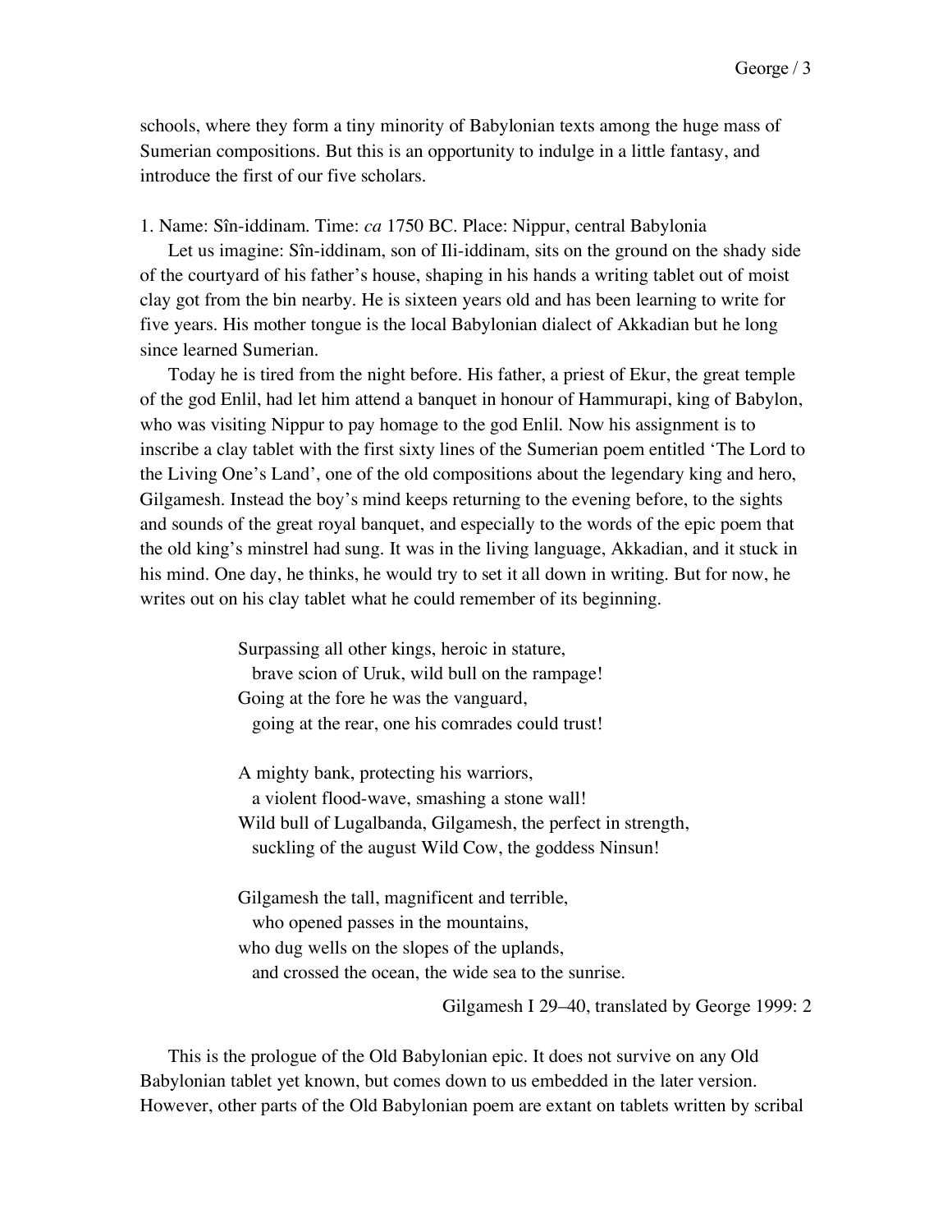schools, where they form a tiny minority of Babylonian texts among the huge mass of Sumerian compositions. But this is an opportunity to indulge in a little fantasy, and introduce the first of our five scholars.

1. Name: Sîn-iddinam. Time: *ca* 1750 BC. Place: Nippur, central Babylonia

Let us imagine: Sîn-iddinam, son of Ili-iddinam, sits on the ground on the shady side of the courtyard of his father's house, shaping in his hands a writing tablet out of moist clay got from the bin nearby. He is sixteen years old and has been learning to write for five years. His mother tongue is the local Babylonian dialect of Akkadian but he long since learned Sumerian.

Today he is tired from the night before. His father, a priest of Ekur, the great temple of the god Enlil, had let him attend a banquet in honour of Hammurapi, king of Babylon, who was visiting Nippur to pay homage to the god Enlil. Now his assignment is to inscribe a clay tablet with the first sixty lines of the Sumerian poem entitled 'The Lord to the Living One's Land', one of the old compositions about the legendary king and hero, Gilgamesh. Instead the boy's mind keeps returning to the evening before, to the sights and sounds of the great royal banquet, and especially to the words of the epic poem that the old king's minstrel had sung. It was in the living language, Akkadian, and it stuck in his mind. One day, he thinks, he would try to set it all down in writing. But for now, he writes out on his clay tablet what he could remember of its beginning.

> Surpassing all other kings, heroic in stature,
>   brave scion of Uruk, wild bull on the rampage!
> Going at the fore he was the vanguard,
>   going at the rear, one his comrades could trust!
>
> A mighty bank, protecting his warriors,
>   a violent flood-wave, smashing a stone wall!
> Wild bull of Lugalbanda, Gilgamesh, the perfect in strength,
>   suckling of the august Wild Cow, the goddess Ninsun!
>
> Gilgamesh the tall, magnificent and terrible,
>   who opened passes in the mountains,
> who dug wells on the slopes of the uplands,
>   and crossed the ocean, the wide sea to the sunrise.
>
> Gilgamesh I 29–40, translated by George 1999: 2

This is the prologue of the Old Babylonian epic. It does not survive on any Old Babylonian tablet yet known, but comes down to us embedded in the later version. However, other parts of the Old Babylonian poem are extant on tablets written by scribal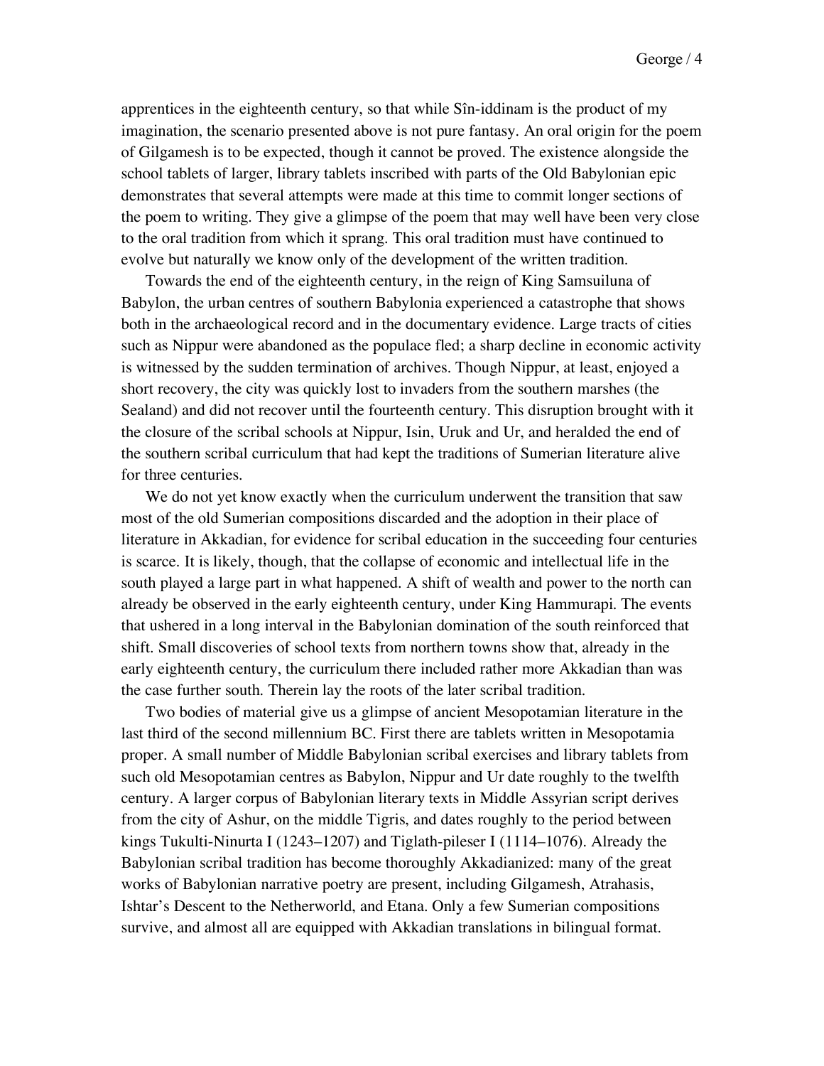apprentices in the eighteenth century, so that while Sîn-iddinam is the product of my imagination, the scenario presented above is not pure fantasy. An oral origin for the poem of Gilgamesh is to be expected, though it cannot be proved. The existence alongside the school tablets of larger, library tablets inscribed with parts of the Old Babylonian epic demonstrates that several attempts were made at this time to commit longer sections of the poem to writing. They give a glimpse of the poem that may well have been very close to the oral tradition from which it sprang. This oral tradition must have continued to evolve but naturally we know only of the development of the written tradition.

Towards the end of the eighteenth century, in the reign of King Samsuiluna of Babylon, the urban centres of southern Babylonia experienced a catastrophe that shows both in the archaeological record and in the documentary evidence. Large tracts of cities such as Nippur were abandoned as the populace fled; a sharp decline in economic activity is witnessed by the sudden termination of archives. Though Nippur, at least, enjoyed a short recovery, the city was quickly lost to invaders from the southern marshes (the Sealand) and did not recover until the fourteenth century. This disruption brought with it the closure of the scribal schools at Nippur, Isin, Uruk and Ur, and heralded the end of the southern scribal curriculum that had kept the traditions of Sumerian literature alive for three centuries.

We do not yet know exactly when the curriculum underwent the transition that saw most of the old Sumerian compositions discarded and the adoption in their place of literature in Akkadian, for evidence for scribal education in the succeeding four centuries is scarce. It is likely, though, that the collapse of economic and intellectual life in the south played a large part in what happened. A shift of wealth and power to the north can already be observed in the early eighteenth century, under King Hammurapi. The events that ushered in a long interval in the Babylonian domination of the south reinforced that shift. Small discoveries of school texts from northern towns show that, already in the early eighteenth century, the curriculum there included rather more Akkadian than was the case further south. Therein lay the roots of the later scribal tradition.

Two bodies of material give us a glimpse of ancient Mesopotamian literature in the last third of the second millennium BC. First there are tablets written in Mesopotamia proper. A small number of Middle Babylonian scribal exercises and library tablets from such old Mesopotamian centres as Babylon, Nippur and Ur date roughly to the twelfth century. A larger corpus of Babylonian literary texts in Middle Assyrian script derives from the city of Ashur, on the middle Tigris, and dates roughly to the period between kings Tukulti-Ninurta I (1243–1207) and Tiglath-pileser I (1114–1076). Already the Babylonian scribal tradition has become thoroughly Akkadianized: many of the great works of Babylonian narrative poetry are present, including Gilgamesh, Atrahasis, Ishtar's Descent to the Netherworld, and Etana. Only a few Sumerian compositions survive, and almost all are equipped with Akkadian translations in bilingual format.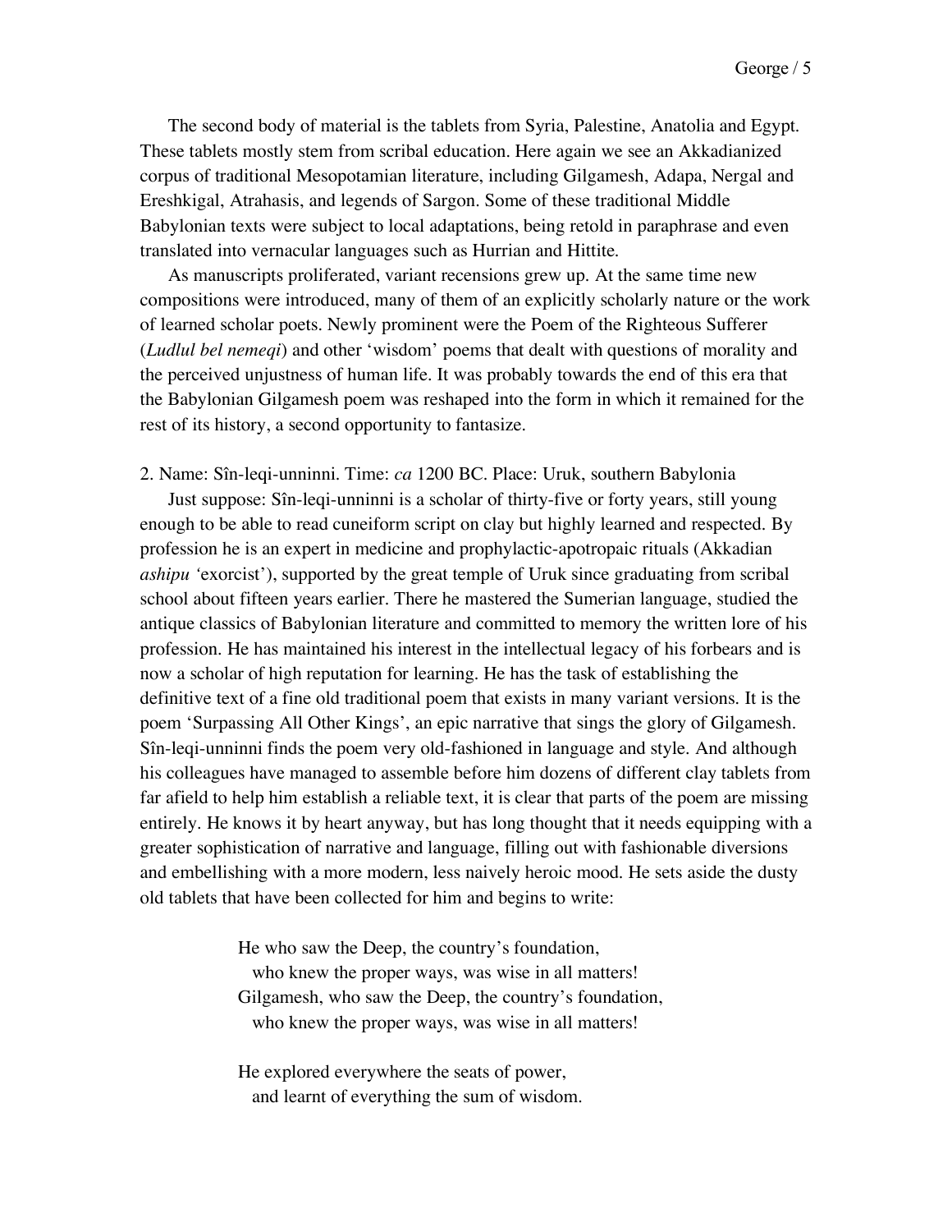The second body of material is the tablets from Syria, Palestine, Anatolia and Egypt. These tablets mostly stem from scribal education. Here again we see an Akkadianized corpus of traditional Mesopotamian literature, including Gilgamesh, Adapa, Nergal and Ereshkigal, Atrahasis, and legends of Sargon. Some of these traditional Middle Babylonian texts were subject to local adaptations, being retold in paraphrase and even translated into vernacular languages such as Hurrian and Hittite.

As manuscripts proliferated, variant recensions grew up. At the same time new compositions were introduced, many of them of an explicitly scholarly nature or the work of learned scholar poets. Newly prominent were the Poem of the Righteous Sufferer (*Ludlul bel nemeqi*) and other 'wisdom' poems that dealt with questions of morality and the perceived unjustness of human life. It was probably towards the end of this era that the Babylonian Gilgamesh poem was reshaped into the form in which it remained for the rest of its history, a second opportunity to fantasize.

2. Name: Sîn-leqi-unninni. Time: *ca* 1200 BC. Place: Uruk, southern Babylonia

Just suppose: Sîn-leqi-unninni is a scholar of thirty-five or forty years, still young enough to be able to read cuneiform script on clay but highly learned and respected. By profession he is an expert in medicine and prophylactic-apotropaic rituals (Akkadian *ashipu* 'exorcist'), supported by the great temple of Uruk since graduating from scribal school about fifteen years earlier. There he mastered the Sumerian language, studied the antique classics of Babylonian literature and committed to memory the written lore of his profession. He has maintained his interest in the intellectual legacy of his forbears and is now a scholar of high reputation for learning. He has the task of establishing the definitive text of a fine old traditional poem that exists in many variant versions. It is the poem 'Surpassing All Other Kings', an epic narrative that sings the glory of Gilgamesh. Sîn-leqi-unninni finds the poem very old-fashioned in language and style. And although his colleagues have managed to assemble before him dozens of different clay tablets from far afield to help him establish a reliable text, it is clear that parts of the poem are missing entirely. He knows it by heart anyway, but has long thought that it needs equipping with a greater sophistication of narrative and language, filling out with fashionable diversions and embellishing with a more modern, less naively heroic mood. He sets aside the dusty old tablets that have been collected for him and begins to write:

> He who saw the Deep, the country's foundation,
> &nbsp;&nbsp;who knew the proper ways, was wise in all matters!
> Gilgamesh, who saw the Deep, the country's foundation,
> &nbsp;&nbsp;who knew the proper ways, was wise in all matters!
>
> He explored everywhere the seats of power,
> &nbsp;&nbsp;and learnt of everything the sum of wisdom.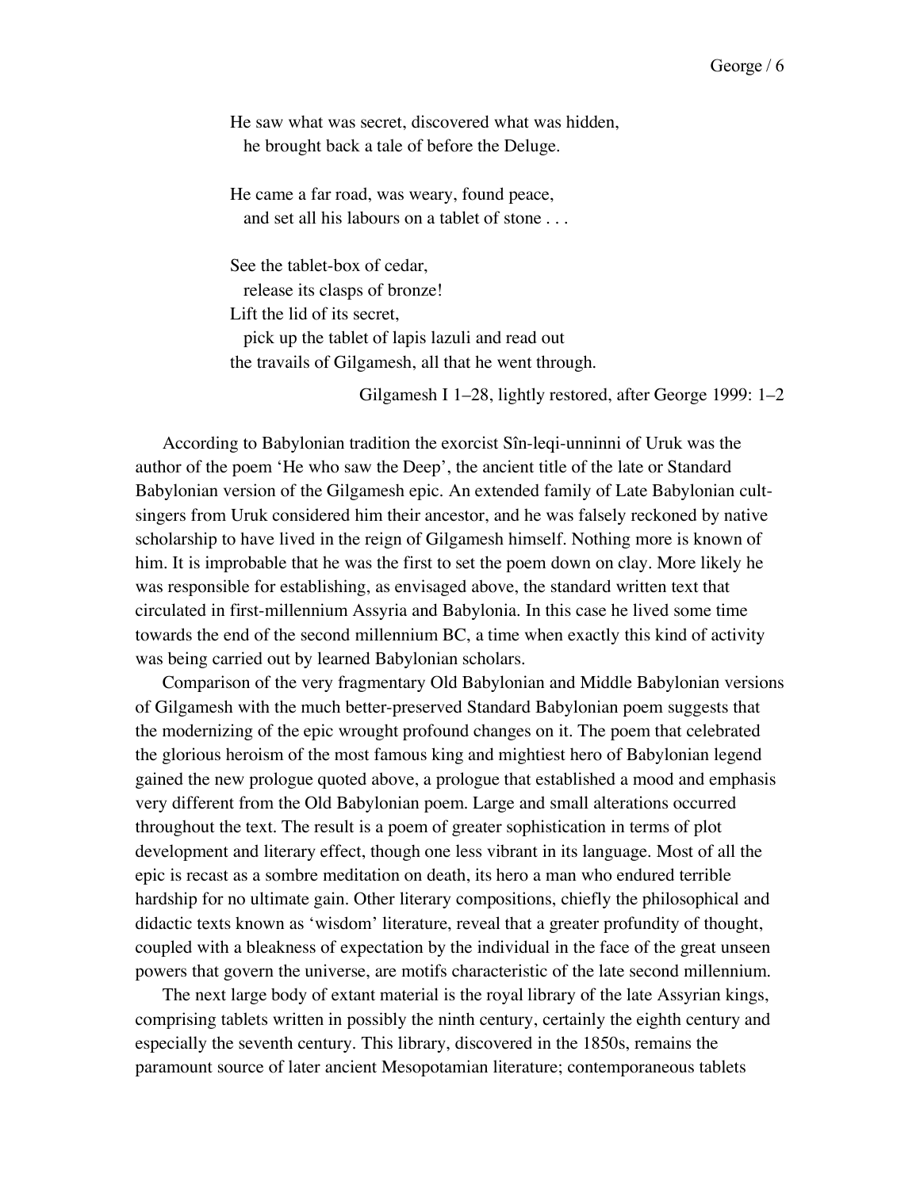He saw what was secret, discovered what was hidden,
  he brought back a tale of before the Deluge.

He came a far road, was weary, found peace,
  and set all his labours on a tablet of stone . . .

See the tablet-box of cedar,
  release its clasps of bronze!
Lift the lid of its secret,
  pick up the tablet of lapis lazuli and read out
the travails of Gilgamesh, all that he went through.

Gilgamesh I 1–28, lightly restored, after George 1999: 1–2

According to Babylonian tradition the exorcist Sîn-leqi-unninni of Uruk was the author of the poem 'He who saw the Deep', the ancient title of the late or Standard Babylonian version of the Gilgamesh epic. An extended family of Late Babylonian cult-singers from Uruk considered him their ancestor, and he was falsely reckoned by native scholarship to have lived in the reign of Gilgamesh himself. Nothing more is known of him. It is improbable that he was the first to set the poem down on clay. More likely he was responsible for establishing, as envisaged above, the standard written text that circulated in first-millennium Assyria and Babylonia. In this case he lived some time towards the end of the second millennium BC, a time when exactly this kind of activity was being carried out by learned Babylonian scholars.

Comparison of the very fragmentary Old Babylonian and Middle Babylonian versions of Gilgamesh with the much better-preserved Standard Babylonian poem suggests that the modernizing of the epic wrought profound changes on it. The poem that celebrated the glorious heroism of the most famous king and mightiest hero of Babylonian legend gained the new prologue quoted above, a prologue that established a mood and emphasis very different from the Old Babylonian poem. Large and small alterations occurred throughout the text. The result is a poem of greater sophistication in terms of plot development and literary effect, though one less vibrant in its language. Most of all the epic is recast as a sombre meditation on death, its hero a man who endured terrible hardship for no ultimate gain. Other literary compositions, chiefly the philosophical and didactic texts known as 'wisdom' literature, reveal that a greater profundity of thought, coupled with a bleakness of expectation by the individual in the face of the great unseen powers that govern the universe, are motifs characteristic of the late second millennium.

The next large body of extant material is the royal library of the late Assyrian kings, comprising tablets written in possibly the ninth century, certainly the eighth century and especially the seventh century. This library, discovered in the 1850s, remains the paramount source of later ancient Mesopotamian literature; contemporaneous tablets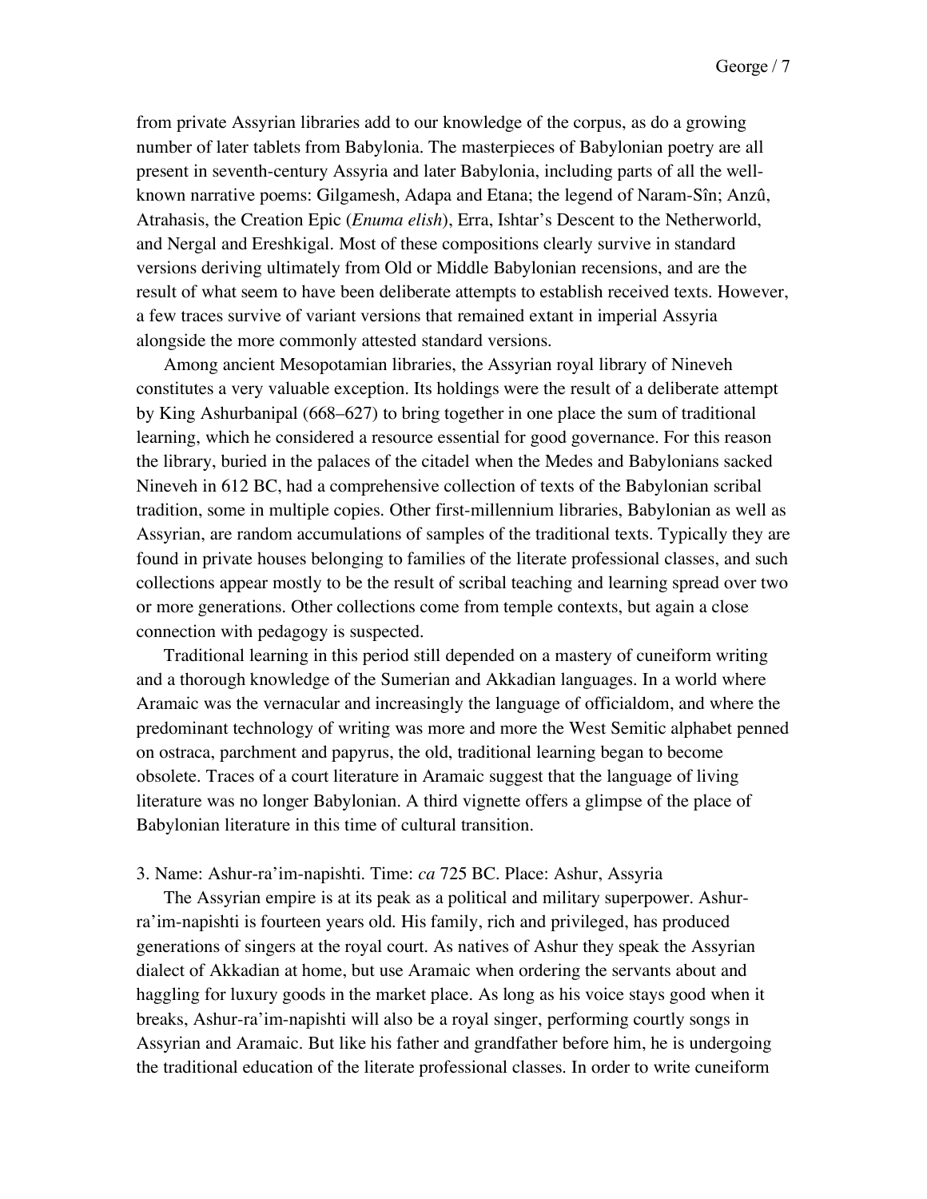from private Assyrian libraries add to our knowledge of the corpus, as do a growing number of later tablets from Babylonia. The masterpieces of Babylonian poetry are all present in seventh-century Assyria and later Babylonia, including parts of all the well-known narrative poems: Gilgamesh, Adapa and Etana; the legend of Naram-Sîn; Anzû, Atrahasis, the Creation Epic (*Enuma elish*), Erra, Ishtar's Descent to the Netherworld, and Nergal and Ereshkigal. Most of these compositions clearly survive in standard versions deriving ultimately from Old or Middle Babylonian recensions, and are the result of what seem to have been deliberate attempts to establish received texts. However, a few traces survive of variant versions that remained extant in imperial Assyria alongside the more commonly attested standard versions.

Among ancient Mesopotamian libraries, the Assyrian royal library of Nineveh constitutes a very valuable exception. Its holdings were the result of a deliberate attempt by King Ashurbanipal (668–627) to bring together in one place the sum of traditional learning, which he considered a resource essential for good governance. For this reason the library, buried in the palaces of the citadel when the Medes and Babylonians sacked Nineveh in 612 BC, had a comprehensive collection of texts of the Babylonian scribal tradition, some in multiple copies. Other first-millennium libraries, Babylonian as well as Assyrian, are random accumulations of samples of the traditional texts. Typically they are found in private houses belonging to families of the literate professional classes, and such collections appear mostly to be the result of scribal teaching and learning spread over two or more generations. Other collections come from temple contexts, but again a close connection with pedagogy is suspected.

Traditional learning in this period still depended on a mastery of cuneiform writing and a thorough knowledge of the Sumerian and Akkadian languages. In a world where Aramaic was the vernacular and increasingly the language of officialdom, and where the predominant technology of writing was more and more the West Semitic alphabet penned on ostraca, parchment and papyrus, the old, traditional learning began to become obsolete. Traces of a court literature in Aramaic suggest that the language of living literature was no longer Babylonian. A third vignette offers a glimpse of the place of Babylonian literature in this time of cultural transition.

3. Name: Ashur-ra'im-napishti. Time: *ca* 725 BC. Place: Ashur, Assyria

The Assyrian empire is at its peak as a political and military superpower. Ashur-ra'im-napishti is fourteen years old. His family, rich and privileged, has produced generations of singers at the royal court. As natives of Ashur they speak the Assyrian dialect of Akkadian at home, but use Aramaic when ordering the servants about and haggling for luxury goods in the market place. As long as his voice stays good when it breaks, Ashur-ra'im-napishti will also be a royal singer, performing courtly songs in Assyrian and Aramaic. But like his father and grandfather before him, he is undergoing the traditional education of the literate professional classes. In order to write cuneiform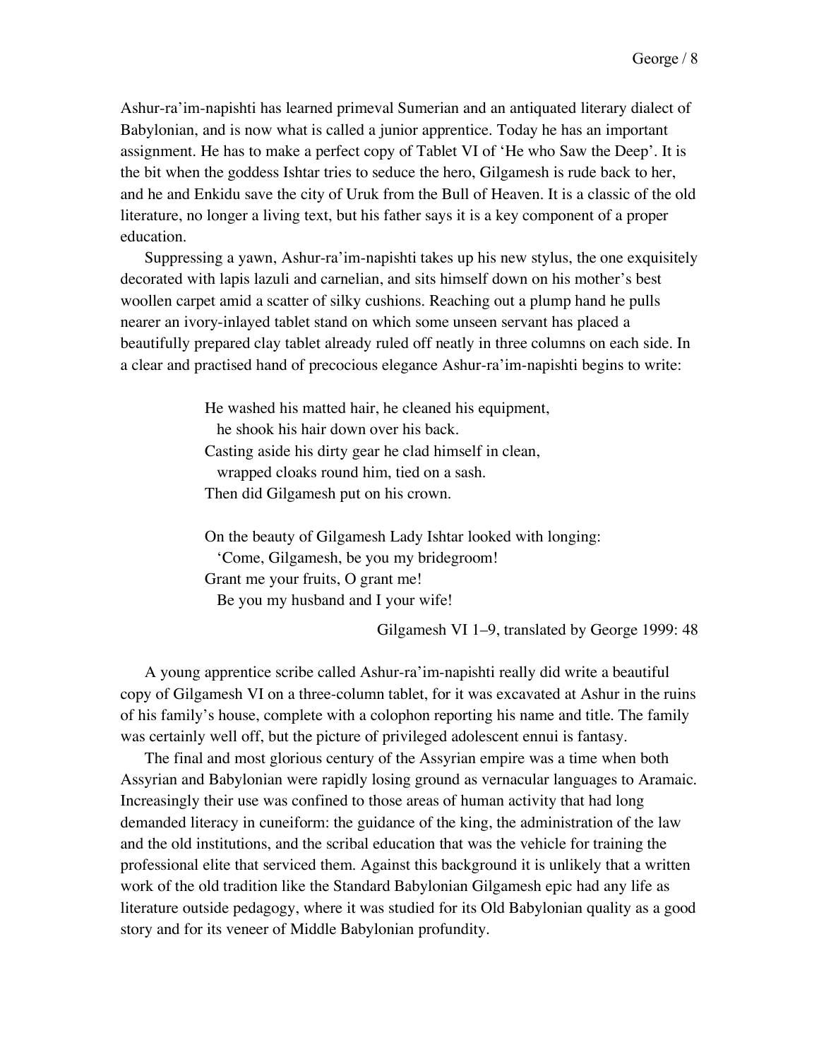Ashur-ra'im-napishti has learned primeval Sumerian and an antiquated literary dialect of Babylonian, and is now what is called a junior apprentice. Today he has an important assignment. He has to make a perfect copy of Tablet VI of 'He who Saw the Deep'. It is the bit when the goddess Ishtar tries to seduce the hero, Gilgamesh is rude back to her, and he and Enkidu save the city of Uruk from the Bull of Heaven. It is a classic of the old literature, no longer a living text, but his father says it is a key component of a proper education.

Suppressing a yawn, Ashur-ra'im-napishti takes up his new stylus, the one exquisitely decorated with lapis lazuli and carnelian, and sits himself down on his mother's best woollen carpet amid a scatter of silky cushions. Reaching out a plump hand he pulls nearer an ivory-inlayed tablet stand on which some unseen servant has placed a beautifully prepared clay tablet already ruled off neatly in three columns on each side. In a clear and practised hand of precocious elegance Ashur-ra'im-napishti begins to write:

> He washed his matted hair, he cleaned his equipment,
>   he shook his hair down over his back.
> Casting aside his dirty gear he clad himself in clean,
>   wrapped cloaks round him, tied on a sash.
> Then did Gilgamesh put on his crown.
>
> On the beauty of Gilgamesh Lady Ishtar looked with longing:
>   'Come, Gilgamesh, be you my bridegroom!
> Grant me your fruits, O grant me!
>   Be you my husband and I your wife!
>
> Gilgamesh VI 1–9, translated by George 1999: 48

A young apprentice scribe called Ashur-ra'im-napishti really did write a beautiful copy of Gilgamesh VI on a three-column tablet, for it was excavated at Ashur in the ruins of his family's house, complete with a colophon reporting his name and title. The family was certainly well off, but the picture of privileged adolescent ennui is fantasy.

The final and most glorious century of the Assyrian empire was a time when both Assyrian and Babylonian were rapidly losing ground as vernacular languages to Aramaic. Increasingly their use was confined to those areas of human activity that had long demanded literacy in cuneiform: the guidance of the king, the administration of the law and the old institutions, and the scribal education that was the vehicle for training the professional elite that serviced them. Against this background it is unlikely that a written work of the old tradition like the Standard Babylonian Gilgamesh epic had any life as literature outside pedagogy, where it was studied for its Old Babylonian quality as a good story and for its veneer of Middle Babylonian profundity.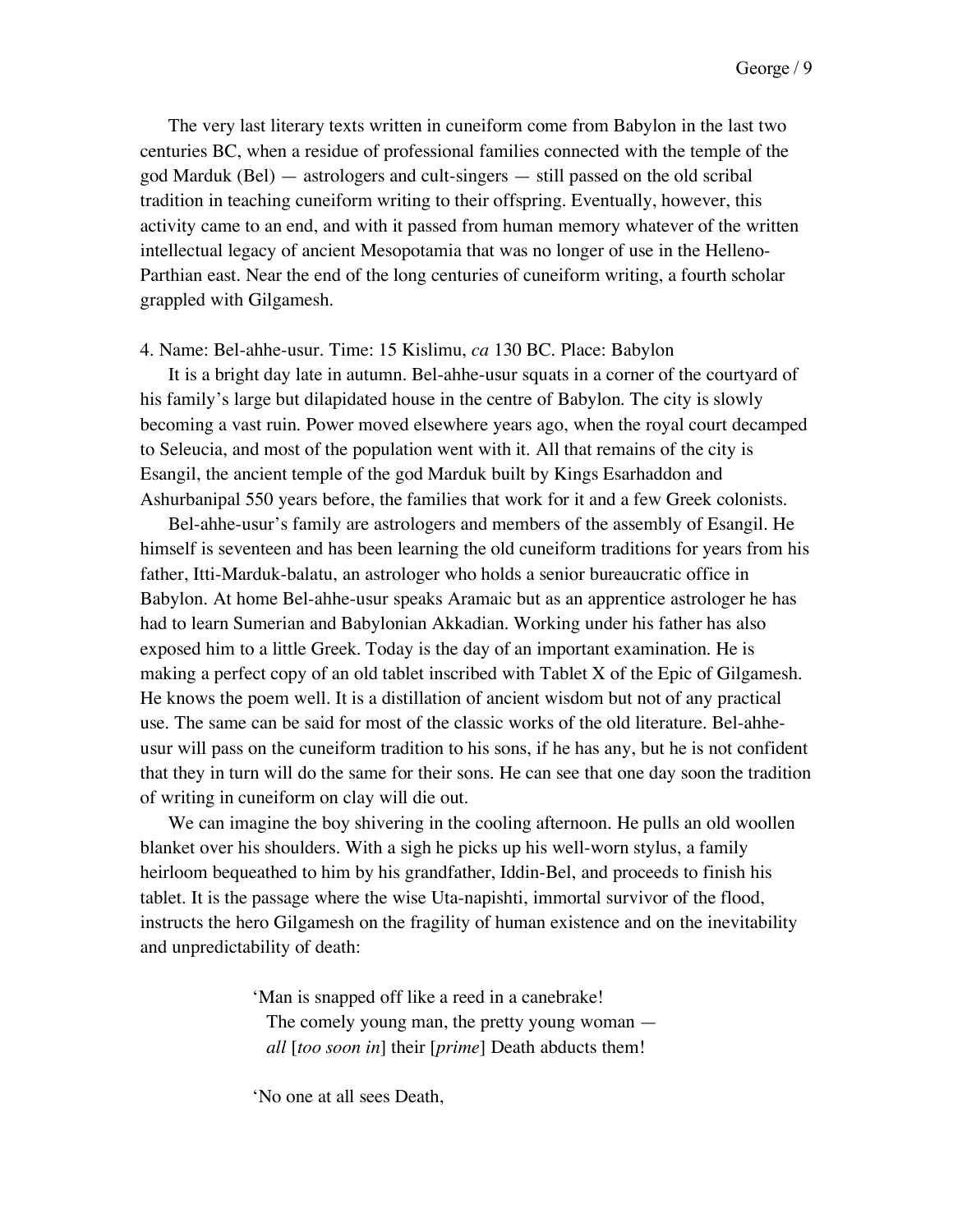The very last literary texts written in cuneiform come from Babylon in the last two centuries BC, when a residue of professional families connected with the temple of the god Marduk (Bel) — astrologers and cult-singers — still passed on the old scribal tradition in teaching cuneiform writing to their offspring. Eventually, however, this activity came to an end, and with it passed from human memory whatever of the written intellectual legacy of ancient Mesopotamia that was no longer of use in the Helleno-Parthian east. Near the end of the long centuries of cuneiform writing, a fourth scholar grappled with Gilgamesh.

4. Name: Bel-ahhe-usur. Time: 15 Kislimu, *ca* 130 BC. Place: Babylon

It is a bright day late in autumn. Bel-ahhe-usur squats in a corner of the courtyard of his family's large but dilapidated house in the centre of Babylon. The city is slowly becoming a vast ruin. Power moved elsewhere years ago, when the royal court decamped to Seleucia, and most of the population went with it. All that remains of the city is Esangil, the ancient temple of the god Marduk built by Kings Esarhaddon and Ashurbanipal 550 years before, the families that work for it and a few Greek colonists.

Bel-ahhe-usur's family are astrologers and members of the assembly of Esangil. He himself is seventeen and has been learning the old cuneiform traditions for years from his father, Itti-Marduk-balatu, an astrologer who holds a senior bureaucratic office in Babylon. At home Bel-ahhe-usur speaks Aramaic but as an apprentice astrologer he has had to learn Sumerian and Babylonian Akkadian. Working under his father has also exposed him to a little Greek. Today is the day of an important examination. He is making a perfect copy of an old tablet inscribed with Tablet X of the Epic of Gilgamesh. He knows the poem well. It is a distillation of ancient wisdom but not of any practical use. The same can be said for most of the classic works of the old literature. Bel-ahhe-usur will pass on the cuneiform tradition to his sons, if he has any, but he is not confident that they in turn will do the same for their sons. He can see that one day soon the tradition of writing in cuneiform on clay will die out.

We can imagine the boy shivering in the cooling afternoon. He pulls an old woollen blanket over his shoulders. With a sigh he picks up his well-worn stylus, a family heirloom bequeathed to him by his grandfather, Iddin-Bel, and proceeds to finish his tablet. It is the passage where the wise Uta-napishti, immortal survivor of the flood, instructs the hero Gilgamesh on the fragility of human existence and on the inevitability and unpredictability of death:

> 'Man is snapped off like a reed in a canebrake!
> The comely young man, the pretty young woman —
> *all* [*too soon in*] their [*prime*] Death abducts them!
>
> 'No one at all sees Death,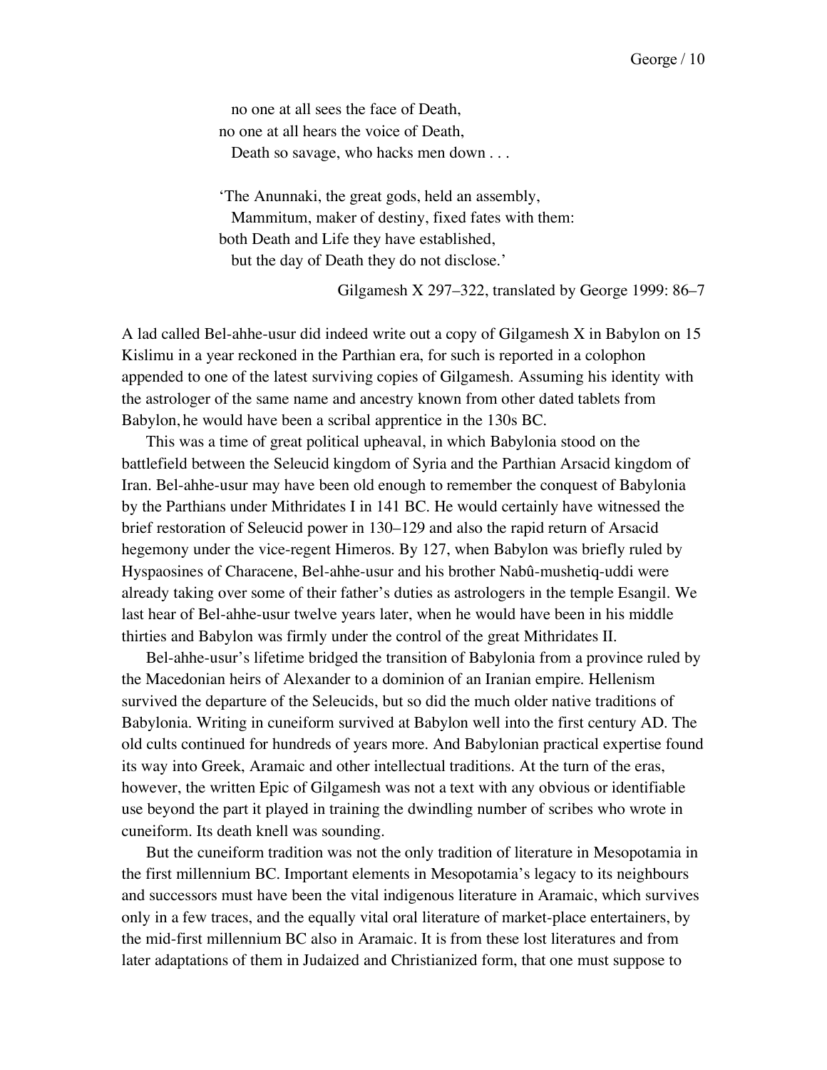no one at all sees the face of Death,
no one at all hears the voice of Death,
Death so savage, who hacks men down . . .

'The Anunnaki, the great gods, held an assembly,
Mammitum, maker of destiny, fixed fates with them:
both Death and Life they have established,
but the day of Death they do not disclose.'

Gilgamesh X 297–322, translated by George 1999: 86–7

A lad called Bel-ahhe-usur did indeed write out a copy of Gilgamesh X in Babylon on 15 Kislimu in a year reckoned in the Parthian era, for such is reported in a colophon appended to one of the latest surviving copies of Gilgamesh. Assuming his identity with the astrologer of the same name and ancestry known from other dated tablets from Babylon, he would have been a scribal apprentice in the 130s BC.

This was a time of great political upheaval, in which Babylonia stood on the battlefield between the Seleucid kingdom of Syria and the Parthian Arsacid kingdom of Iran. Bel-ahhe-usur may have been old enough to remember the conquest of Babylonia by the Parthians under Mithridates I in 141 BC. He would certainly have witnessed the brief restoration of Seleucid power in 130–129 and also the rapid return of Arsacid hegemony under the vice-regent Himeros. By 127, when Babylon was briefly ruled by Hyspaosines of Characene, Bel-ahhe-usur and his brother Nabû-mushetiq-uddi were already taking over some of their father's duties as astrologers in the temple Esangil. We last hear of Bel-ahhe-usur twelve years later, when he would have been in his middle thirties and Babylon was firmly under the control of the great Mithridates II.

Bel-ahhe-usur's lifetime bridged the transition of Babylonia from a province ruled by the Macedonian heirs of Alexander to a dominion of an Iranian empire. Hellenism survived the departure of the Seleucids, but so did the much older native traditions of Babylonia. Writing in cuneiform survived at Babylon well into the first century AD. The old cults continued for hundreds of years more. And Babylonian practical expertise found its way into Greek, Aramaic and other intellectual traditions. At the turn of the eras, however, the written Epic of Gilgamesh was not a text with any obvious or identifiable use beyond the part it played in training the dwindling number of scribes who wrote in cuneiform. Its death knell was sounding.

But the cuneiform tradition was not the only tradition of literature in Mesopotamia in the first millennium BC. Important elements in Mesopotamia's legacy to its neighbours and successors must have been the vital indigenous literature in Aramaic, which survives only in a few traces, and the equally vital oral literature of market-place entertainers, by the mid-first millennium BC also in Aramaic. It is from these lost literatures and from later adaptations of them in Judaized and Christianized form, that one must suppose to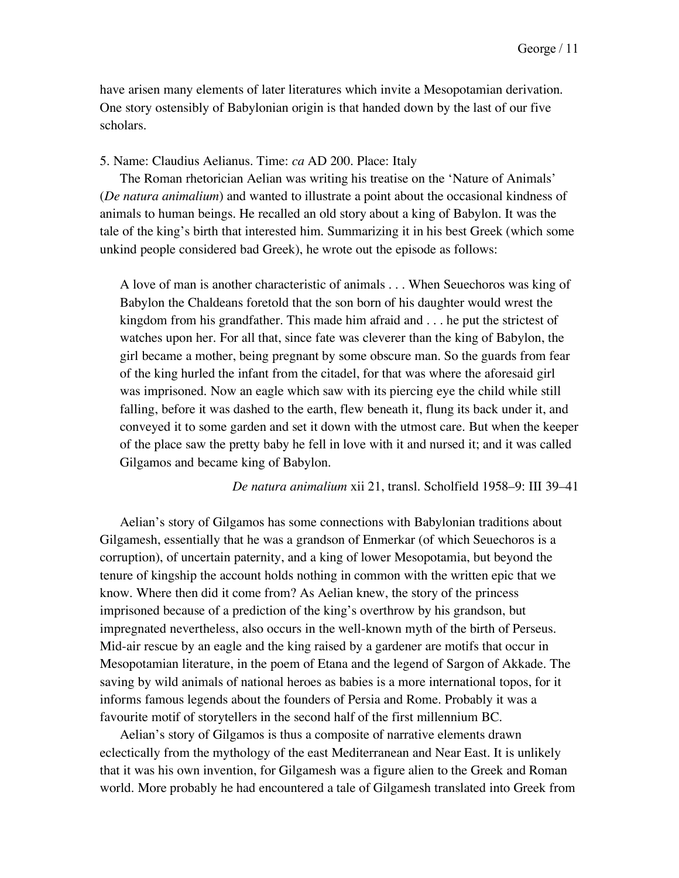have arisen many elements of later literatures which invite a Mesopotamian derivation. One story ostensibly of Babylonian origin is that handed down by the last of our five scholars.

5. Name: Claudius Aelianus. Time: *ca* AD 200. Place: Italy

The Roman rhetorician Aelian was writing his treatise on the 'Nature of Animals' (*De natura animalium*) and wanted to illustrate a point about the occasional kindness of animals to human beings. He recalled an old story about a king of Babylon. It was the tale of the king's birth that interested him. Summarizing it in his best Greek (which some unkind people considered bad Greek), he wrote out the episode as follows:

> A love of man is another characteristic of animals . . . When Seuechoros was king of Babylon the Chaldeans foretold that the son born of his daughter would wrest the kingdom from his grandfather. This made him afraid and . . . he put the strictest of watches upon her. For all that, since fate was cleverer than the king of Babylon, the girl became a mother, being pregnant by some obscure man. So the guards from fear of the king hurled the infant from the citadel, for that was where the aforesaid girl was imprisoned. Now an eagle which saw with its piercing eye the child while still falling, before it was dashed to the earth, flew beneath it, flung its back under it, and conveyed it to some garden and set it down with the utmost care. But when the keeper of the place saw the pretty baby he fell in love with it and nursed it; and it was called Gilgamos and became king of Babylon.
>
> *De natura animalium* xii 21, transl. Scholfield 1958–9: III 39–41

Aelian's story of Gilgamos has some connections with Babylonian traditions about Gilgamesh, essentially that he was a grandson of Enmerkar (of which Seuechoros is a corruption), of uncertain paternity, and a king of lower Mesopotamia, but beyond the tenure of kingship the account holds nothing in common with the written epic that we know. Where then did it come from? As Aelian knew, the story of the princess imprisoned because of a prediction of the king's overthrow by his grandson, but impregnated nevertheless, also occurs in the well-known myth of the birth of Perseus. Mid-air rescue by an eagle and the king raised by a gardener are motifs that occur in Mesopotamian literature, in the poem of Etana and the legend of Sargon of Akkade. The saving by wild animals of national heroes as babies is a more international topos, for it informs famous legends about the founders of Persia and Rome. Probably it was a favourite motif of storytellers in the second half of the first millennium BC.

Aelian's story of Gilgamos is thus a composite of narrative elements drawn eclectically from the mythology of the east Mediterranean and Near East. It is unlikely that it was his own invention, for Gilgamesh was a figure alien to the Greek and Roman world. More probably he had encountered a tale of Gilgamesh translated into Greek from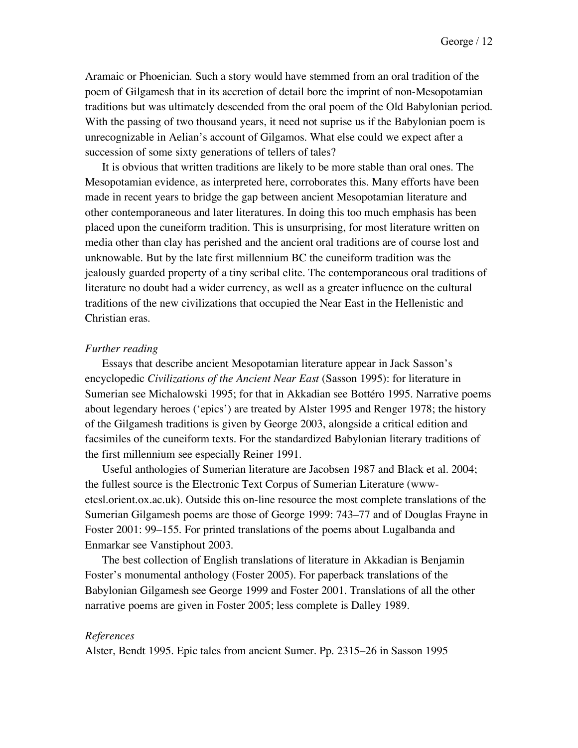Aramaic or Phoenician. Such a story would have stemmed from an oral tradition of the poem of Gilgamesh that in its accretion of detail bore the imprint of non-Mesopotamian traditions but was ultimately descended from the oral poem of the Old Babylonian period. With the passing of two thousand years, it need not suprise us if the Babylonian poem is unrecognizable in Aelian's account of Gilgamos. What else could we expect after a succession of some sixty generations of tellers of tales?

It is obvious that written traditions are likely to be more stable than oral ones. The Mesopotamian evidence, as interpreted here, corroborates this. Many efforts have been made in recent years to bridge the gap between ancient Mesopotamian literature and other contemporaneous and later literatures. In doing this too much emphasis has been placed upon the cuneiform tradition. This is unsurprising, for most literature written on media other than clay has perished and the ancient oral traditions are of course lost and unknowable. But by the late first millennium BC the cuneiform tradition was the jealously guarded property of a tiny scribal elite. The contemporaneous oral traditions of literature no doubt had a wider currency, as well as a greater influence on the cultural traditions of the new civilizations that occupied the Near East in the Hellenistic and Christian eras.

*Further reading*

Essays that describe ancient Mesopotamian literature appear in Jack Sasson's encyclopedic *Civilizations of the Ancient Near East* (Sasson 1995): for literature in Sumerian see Michalowski 1995; for that in Akkadian see Bottéro 1995. Narrative poems about legendary heroes ('epics') are treated by Alster 1995 and Renger 1978; the history of the Gilgamesh traditions is given by George 2003, alongside a critical edition and facsimiles of the cuneiform texts. For the standardized Babylonian literary traditions of the first millennium see especially Reiner 1991.

Useful anthologies of Sumerian literature are Jacobsen 1987 and Black et al. 2004; the fullest source is the Electronic Text Corpus of Sumerian Literature (www-etcsl.orient.ox.ac.uk). Outside this on-line resource the most complete translations of the Sumerian Gilgamesh poems are those of George 1999: 743–77 and of Douglas Frayne in Foster 2001: 99–155. For printed translations of the poems about Lugalbanda and Enmarkar see Vanstiphout 2003.

The best collection of English translations of literature in Akkadian is Benjamin Foster's monumental anthology (Foster 2005). For paperback translations of the Babylonian Gilgamesh see George 1999 and Foster 2001. Translations of all the other narrative poems are given in Foster 2005; less complete is Dalley 1989.

*References*

Alster, Bendt 1995. Epic tales from ancient Sumer. Pp. 2315–26 in Sasson 1995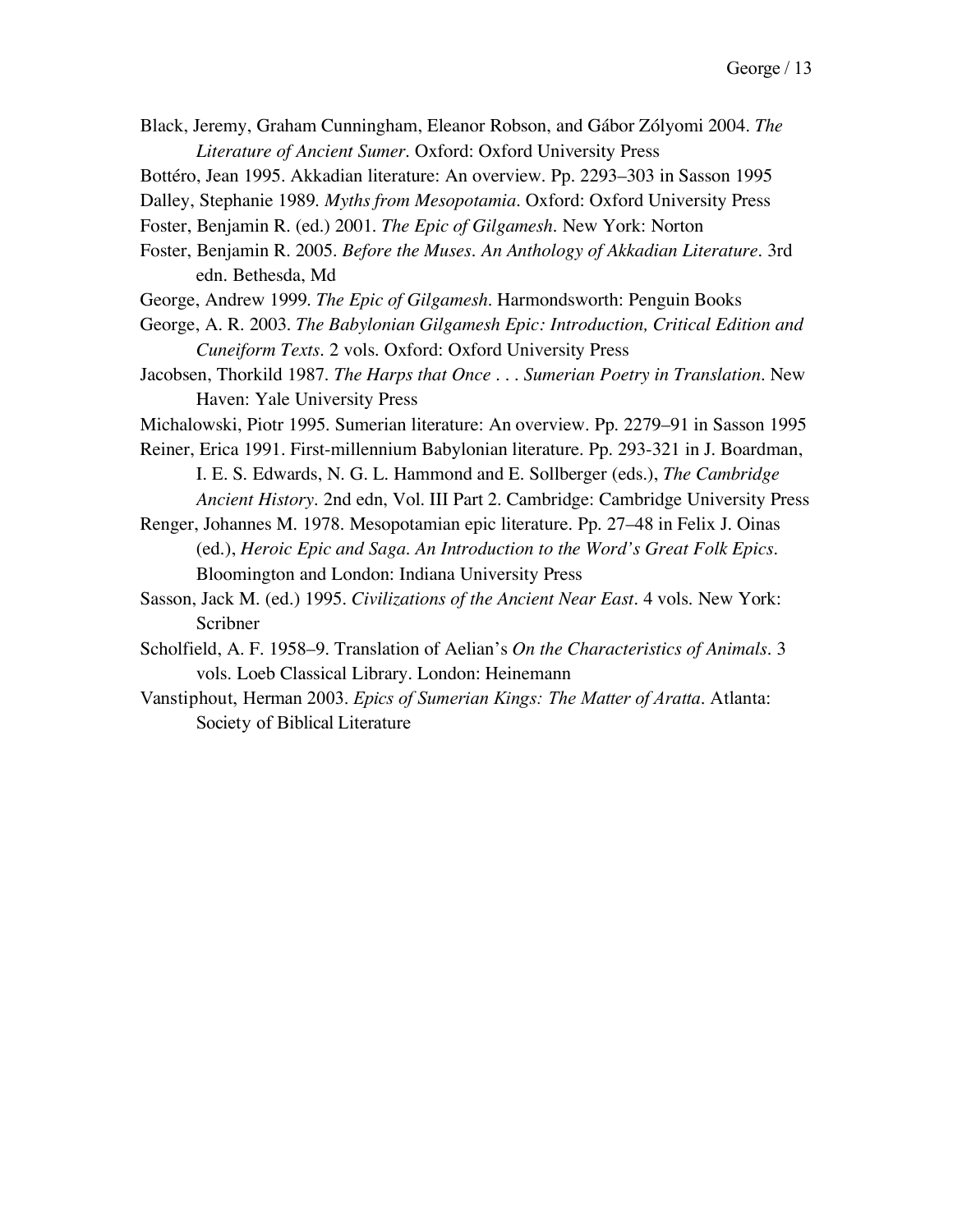Black, Jeremy, Graham Cunningham, Eleanor Robson, and Gábor Zólyomi 2004. *The Literature of Ancient Sumer*. Oxford: Oxford University Press

Bottéro, Jean 1995. Akkadian literature: An overview. Pp. 2293–303 in Sasson 1995

Dalley, Stephanie 1989. *Myths from Mesopotamia*. Oxford: Oxford University Press

Foster, Benjamin R. (ed.) 2001. *The Epic of Gilgamesh*. New York: Norton

Foster, Benjamin R. 2005. *Before the Muses. An Anthology of Akkadian Literature*. 3rd edn. Bethesda, Md

George, Andrew 1999. *The Epic of Gilgamesh*. Harmondsworth: Penguin Books

George, A. R. 2003. *The Babylonian Gilgamesh Epic: Introduction, Critical Edition and Cuneiform Texts*. 2 vols. Oxford: Oxford University Press

Jacobsen, Thorkild 1987. *The Harps that Once . . . Sumerian Poetry in Translation*. New Haven: Yale University Press

Michalowski, Piotr 1995. Sumerian literature: An overview. Pp. 2279–91 in Sasson 1995

Reiner, Erica 1991. First-millennium Babylonian literature. Pp. 293-321 in J. Boardman, I. E. S. Edwards, N. G. L. Hammond and E. Sollberger (eds.), *The Cambridge Ancient History*. 2nd edn, Vol. III Part 2. Cambridge: Cambridge University Press

Renger, Johannes M. 1978. Mesopotamian epic literature. Pp. 27–48 in Felix J. Oinas (ed.), *Heroic Epic and Saga. An Introduction to the Word's Great Folk Epics*. Bloomington and London: Indiana University Press

Sasson, Jack M. (ed.) 1995. *Civilizations of the Ancient Near East*. 4 vols. New York: Scribner

Scholfield, A. F. 1958–9. Translation of Aelian's *On the Characteristics of Animals*. 3 vols. Loeb Classical Library. London: Heinemann

Vanstiphout, Herman 2003. *Epics of Sumerian Kings: The Matter of Aratta*. Atlanta: Society of Biblical Literature